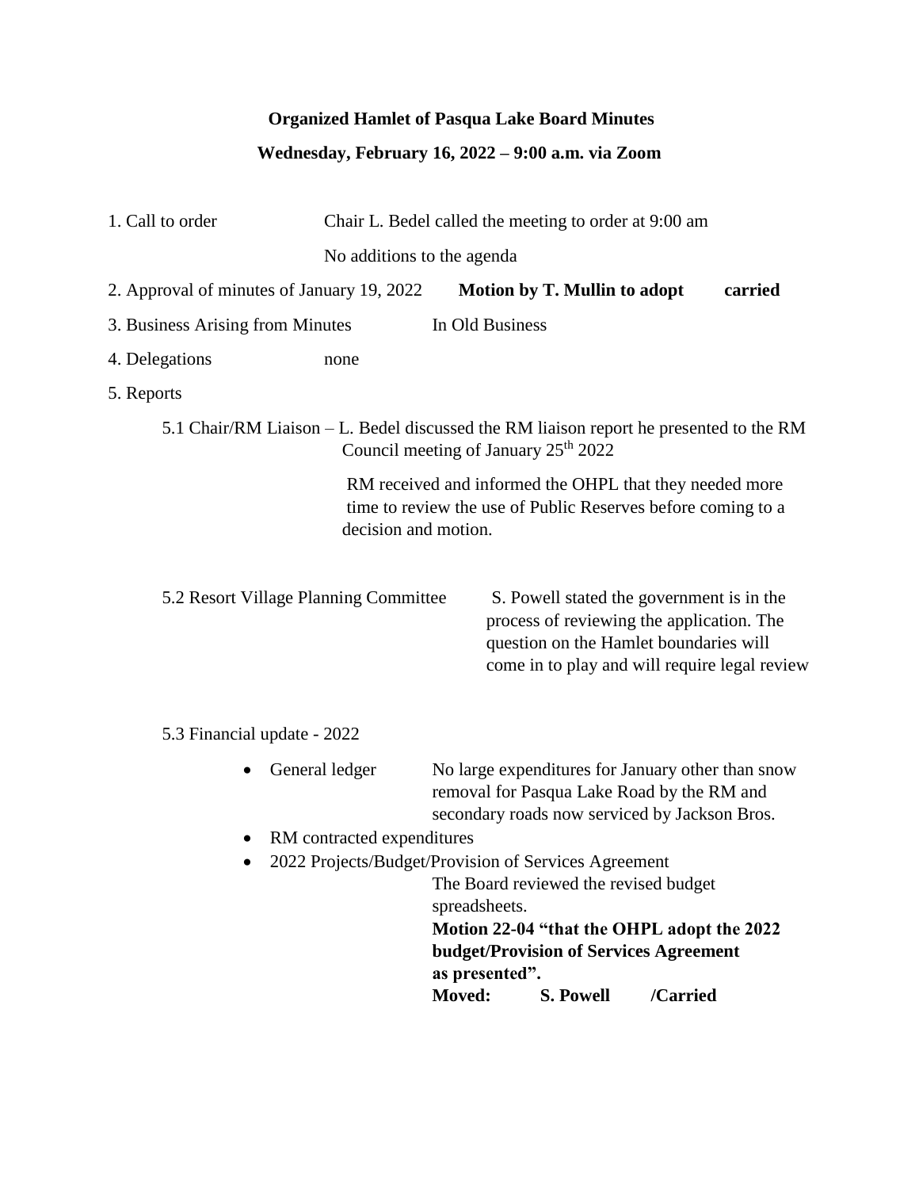**Organized Hamlet of Pasqua Lake Board Minutes**

**Wednesday, February 16, 2022 – 9:00 a.m. via Zoom**

1. Call to order — Chair L. Bedel called the meeting to order at 9:00 am

   No additions to the agenda

2. Approval of minutes of January 19, 2022 — **Motion by T. Mullin to adopt** — **carried**

3. Business Arising from Minutes — In Old Business

4. Delegations — none

5. Reports

   5.1 Chair/RM Liaison – L. Bedel discussed the RM liaison report he presented to the RM Council meeting of January 25th 2022

   RM received and informed the OHPL that they needed more time to review the use of Public Reserves before coming to a decision and motion.

   5.2 Resort Village Planning Committee — S. Powell stated the government is in the process of reviewing the application. The question on the Hamlet boundaries will come in to play and will require legal review

   5.3 Financial update - 2022

   - General ledger — No large expenditures for January other than snow removal for Pasqua Lake Road by the RM and secondary roads now serviced by Jackson Bros.
   - RM contracted expenditures
   - 2022 Projects/Budget/Provision of Services Agreement

     The Board reviewed the revised budget spreadsheets.

     **Motion 22-04 "that the OHPL adopt the 2022 budget/Provision of Services Agreement as presented".**

     **Moved: S. Powell /Carried**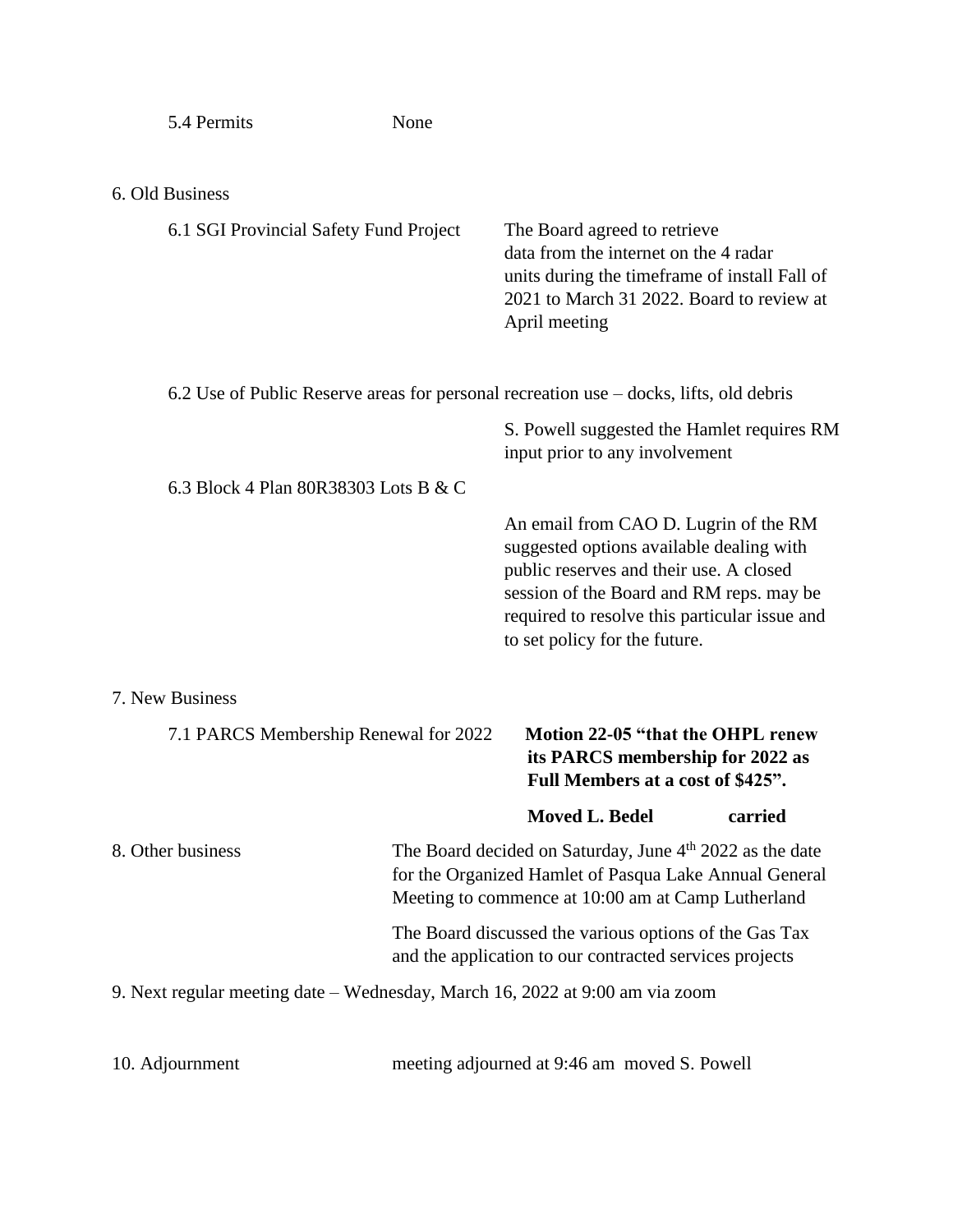5.4 Permits None

6. Old Business

6.1 SGI Provincial Safety Fund Project — The Board agreed to retrieve data from the internet on the 4 radar units during the timeframe of install Fall of 2021 to March 31 2022. Board to review at April meeting

6.2 Use of Public Reserve areas for personal recreation use – docks, lifts, old debris

S. Powell suggested the Hamlet requires RM input prior to any involvement

6.3 Block 4 Plan 80R38303 Lots B & C

An email from CAO D. Lugrin of the RM suggested options available dealing with public reserves and their use. A closed session of the Board and RM reps. may be required to resolve this particular issue and to set policy for the future.

7. New Business

7.1 PARCS Membership Renewal for 2022 — **Motion 22-05 "that the OHPL renew its PARCS membership for 2022 as Full Members at a cost of $425".**

**Moved L. Bedel carried**

8. Other business — The Board decided on Saturday, June 4th 2022 as the date for the Organized Hamlet of Pasqua Lake Annual General Meeting to commence at 10:00 am at Camp Lutherland

The Board discussed the various options of the Gas Tax and the application to our contracted services projects

9. Next regular meeting date – Wednesday, March 16, 2022 at 9:00 am via zoom

10. Adjournment — meeting adjourned at 9:46 am moved S. Powell